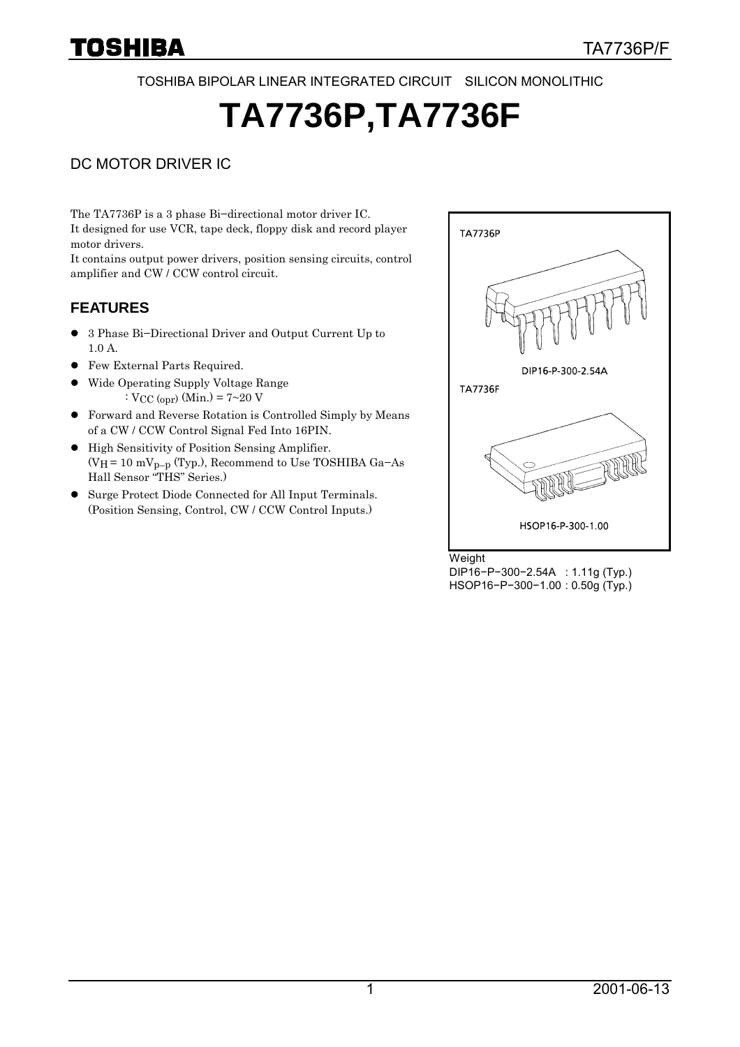TOSHIBA BIPOLAR LINEAR INTEGRATED CIRCUIT SILICON MONOLITHIC

# TA7736P,TA7736F

## DC MOTOR DRIVER IC

The TA7736P is a 3 phase Bi−directional motor driver IC.
It designed for use VCR, tape deck, floppy disk and record player motor drivers.
It contains output power drivers, position sensing circuits, control amplifier and CW / CCW control circuit.

TA7736P

DIP16-P-300-2.54A

TA7736F

HSOP16-P-300-1.00

Weight
DIP16−P−300−2.54A : 1.11g (Typ.)
HSOP16−P−300−1.00 : 0.50g (Typ.)

### FEATURES

- 3 Phase Bi−Directional Driver and Output Current Up to 1.0 A.
- Few External Parts Required.
- Wide Operating Supply Voltage Range
  : $V_{CC\ (opr)}$ (Min.) = 7~20 V
- Forward and Reverse Rotation is Controlled Simply by Means of a CW / CCW Control Signal Fed Into 16PIN.
- High Sensitivity of Position Sensing Amplifier.
  ($V_H$ = 10 $mV_{p−p}$ (Typ.), Recommend to Use TOSHIBA Ga−As Hall Sensor "THS" Series.)
- Surge Protect Diode Connected for All Input Terminals.
  (Position Sensing, Control, CW / CCW Control Inputs.)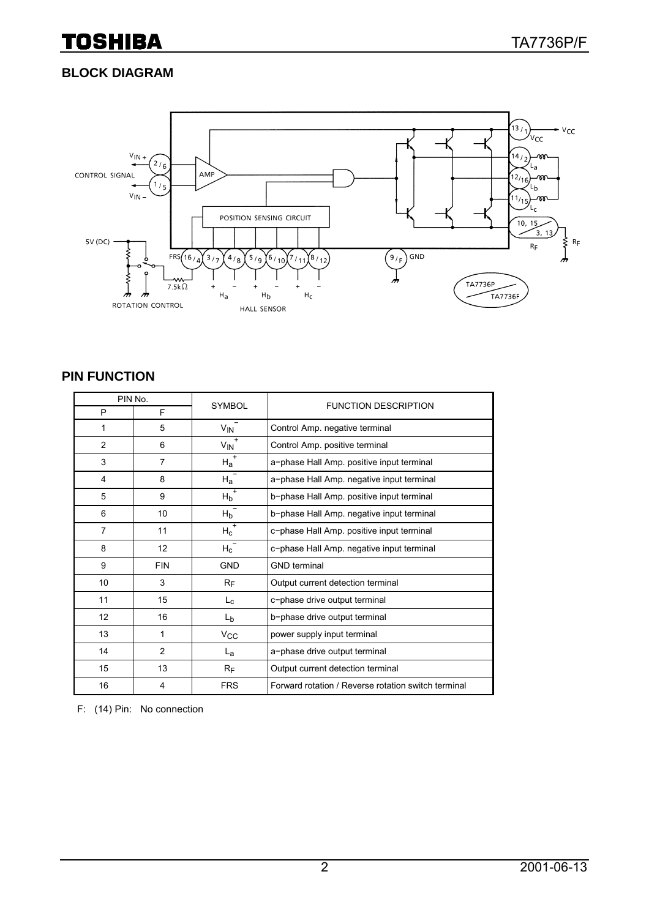## BLOCK DIAGRAM

## PIN FUNCTION

| PIN No. | | SYMBOL | FUNCTION DESCRIPTION |
|---|---|---|---|
| P | F | | |
| 1 | 5 | $V_{IN}^{-}$ | Control Amp. negative terminal |
| 2 | 6 | $V_{IN}^{+}$ | Control Amp. positive terminal |
| 3 | 7 | $H_a^{+}$ | a−phase Hall Amp. positive input terminal |
| 4 | 8 | $H_a^{-}$ | a−phase Hall Amp. negative input terminal |
| 5 | 9 | $H_b^{+}$ | b−phase Hall Amp. positive input terminal |
| 6 | 10 | $H_b^{-}$ | b−phase Hall Amp. negative input terminal |
| 7 | 11 | $H_c^{+}$ | c−phase Hall Amp. positive input terminal |
| 8 | 12 | $H_c^{-}$ | c−phase Hall Amp. negative input terminal |
| 9 | FIN | GND | GND terminal |
| 10 | 3 | $R_F$ | Output current detection terminal |
| 11 | 15 | $L_c$ | c−phase drive output terminal |
| 12 | 16 | $L_b$ | b−phase drive output terminal |
| 13 | 1 | $V_{CC}$ | power supply input terminal |
| 14 | 2 | $L_a$ | a−phase drive output terminal |
| 15 | 13 | $R_F$ | Output current detection terminal |
| 16 | 4 | FRS | Forward rotation / Reverse rotation switch terminal |

F: (14) Pin: No connection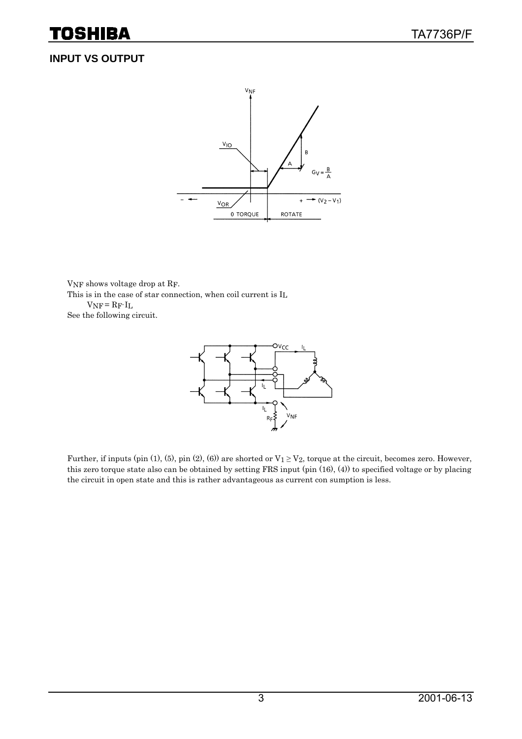## INPUT VS OUTPUT

$V_{NF}$ shows voltage drop at $R_F$.

This is in the case of star connection, when coil current is $I_L$

$V_{NF} = R_F \cdot I_L$

See the following circuit.

Further, if inputs (pin (1), (5), pin (2), (6)) are shorted or $V_1 \geq V_2$, torque at the circuit, becomes zero. However, this zero torque state also can be obtained by setting FRS input (pin (16), (4)) to specified voltage or by placing the circuit in open state and this is rather advantageous as current con sumption is less.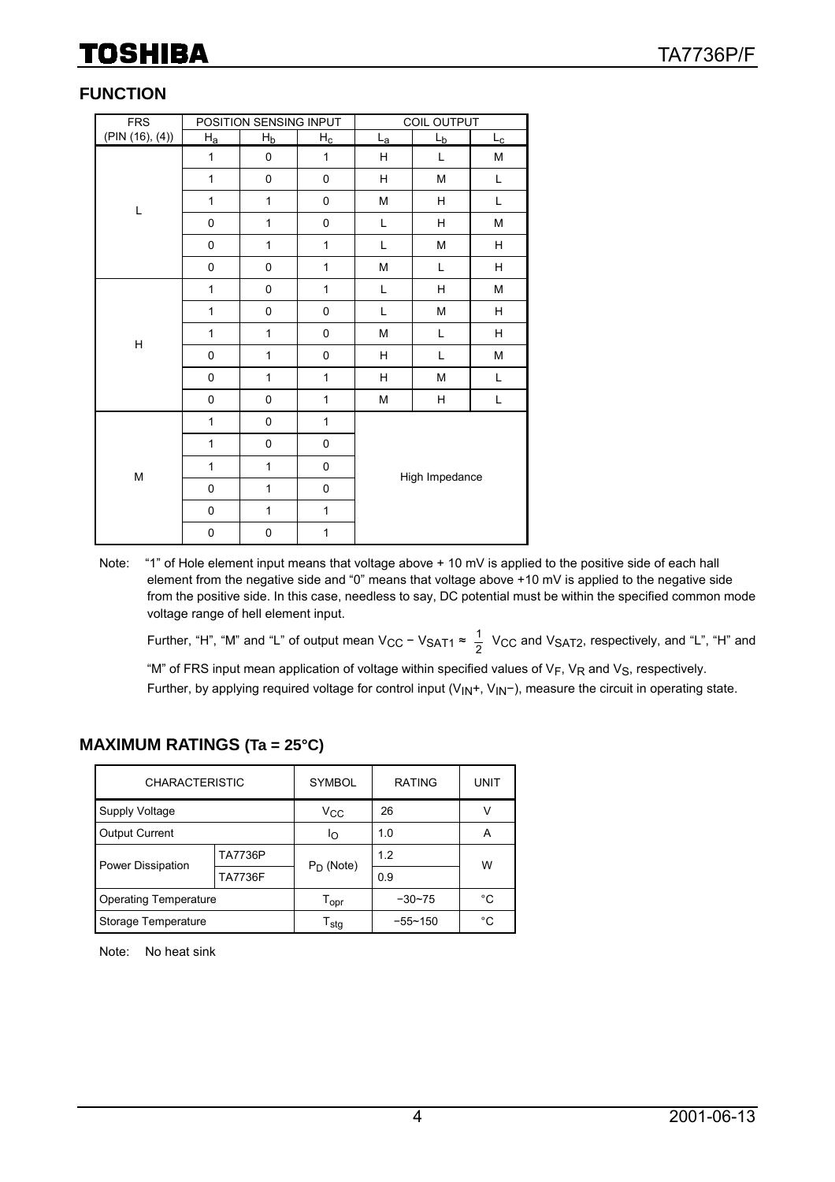## FUNCTION

| FRS (PIN (16), (4)) | POSITION SENSING INPUT | | | COIL OUTPUT | | |
|---|---|---|---|---|---|---|
| | $H_a$ | $H_b$ | $H_c$ | $L_a$ | $L_b$ | $L_c$ |
| L | 1 | 0 | 1 | H | L | M |
| | 1 | 0 | 0 | H | M | L |
| | 1 | 1 | 0 | M | H | L |
| | 0 | 1 | 0 | L | H | M |
| | 0 | 1 | 1 | L | M | H |
| | 0 | 0 | 1 | M | L | H |
| H | 1 | 0 | 1 | L | H | M |
| | 1 | 0 | 0 | L | M | H |
| | 1 | 1 | 0 | M | L | H |
| | 0 | 1 | 0 | H | L | M |
| | 0 | 1 | 1 | H | M | L |
| | 0 | 0 | 1 | M | H | L |
| M | 1 | 0 | 1 | High Impedance | | |
| | 1 | 0 | 0 | | | |
| | 1 | 1 | 0 | | | |
| | 0 | 1 | 0 | | | |
| | 0 | 1 | 1 | | | |
| | 0 | 0 | 1 | | | |

Note: "1" of Hole element input means that voltage above + 10 mV is applied to the positive side of each hall element from the negative side and "0" means that voltage above +10 mV is applied to the negative side from the positive side. In this case, needless to say, DC potential must be within the specified common mode voltage range of hell element input.

Further, "H", "M" and "L" of output mean $V_{CC} - V_{SAT1} \approx \frac{1}{2} V_{CC}$ and $V_{SAT2}$, respectively, and "L", "H" and "M" of FRS input mean application of voltage within specified values of $V_F$, $V_R$ and $V_S$, respectively.

Further, by applying required voltage for control input ($V_{IN}+$, $V_{IN}-$), measure the circuit in operating state.

## MAXIMUM RATINGS (Ta = 25°C)

| CHARACTERISTIC | | SYMBOL | RATING | UNIT |
|---|---|---|---|---|
| Supply Voltage | | $V_{CC}$ | 26 | V |
| Output Current | | $I_O$ | 1.0 | A |
| Power Dissipation | TA7736P | $P_D$ (Note) | 1.2 | W |
| | TA7736F | | 0.9 | |
| Operating Temperature | | $T_{opr}$ | −30~75 | °C |
| Storage Temperature | | $T_{stg}$ | −55~150 | °C |

Note: No heat sink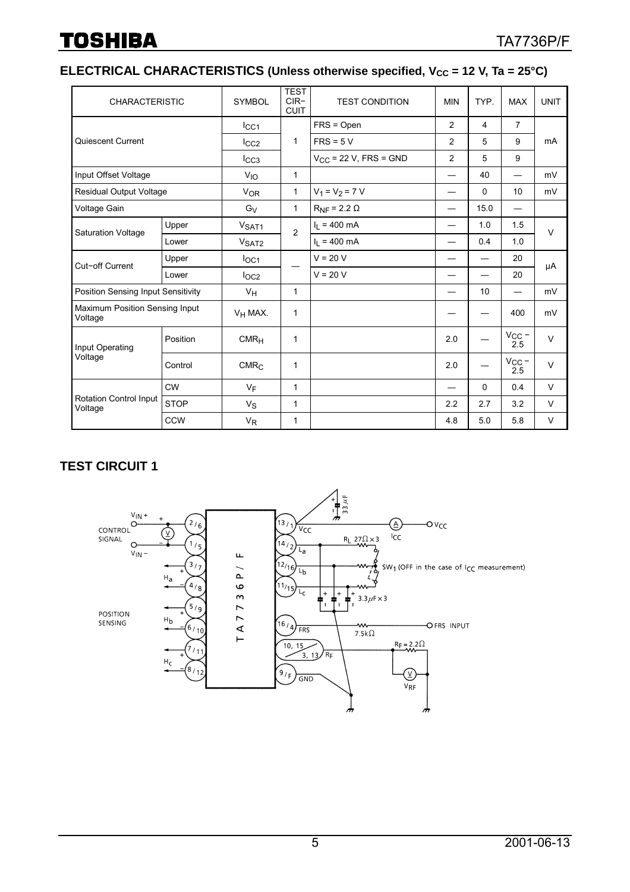## ELECTRICAL CHARACTERISTICS (Unless otherwise specified, $V_{CC}$ = 12 V, Ta = 25°C)

| CHARACTERISTIC | | SYMBOL | TEST CIR−CUIT | TEST CONDITION | MIN | TYP. | MAX | UNIT |
|---|---|---|---|---|---|---|---|---|
| Quiescent Current | | $I_{CC1}$ | 1 | FRS = Open | 2 | 4 | 7 | mA |
| | | $I_{CC2}$ | | FRS = 5 V | 2 | 5 | 9 | |
| | | $I_{CC3}$ | | $V_{CC}$ = 22 V, FRS = GND | 2 | 5 | 9 | |
| Input Offset Voltage | | $V_{IO}$ | 1 | | — | 40 | — | mV |
| Residual Output Voltage | | $V_{OR}$ | 1 | $V_1 = V_2$ = 7 V | — | 0 | 10 | mV |
| Voltage Gain | | $G_V$ | 1 | $R_{NF}$ = 2.2 Ω | — | 15.0 | — | |
| Saturation Voltage | Upper | $V_{SAT1}$ | 2 | $I_L$ = 400 mA | — | 1.0 | 1.5 | V |
| | Lower | $V_{SAT2}$ | | $I_L$ = 400 mA | — | 0.4 | 1.0 | |
| Cut−off Current | Upper | $I_{OC1}$ | — | V = 20 V | — | — | 20 | μA |
| | Lower | $I_{OC2}$ | | V = 20 V | — | — | 20 | |
| Position Sensing Input Sensitivity | | $V_H$ | 1 | | — | 10 | — | mV |
| Maximum Position Sensing Input Voltage | | $V_H$ MAX. | 1 | | — | — | 400 | mV |
| Input Operating Voltage | Position | $CMR_H$ | 1 | | 2.0 | — | $V_{CC}$ − 2.5 | V |
| | Control | $CMR_C$ | 1 | | 2.0 | — | $V_{CC}$ − 2.5 | V |
| Rotation Control Input Voltage | CW | $V_F$ | 1 | | — | 0 | 0.4 | V |
| | STOP | $V_S$ | 1 | | 2.2 | 2.7 | 3.2 | V |
| | CCW | $V_R$ | 1 | | 4.8 | 5.0 | 5.8 | V |

## TEST CIRCUIT 1

CONTROL SIGNAL: $V_{IN}$+ (2/6), $V_{IN}$− (1/5)

POSITION SENSING: $H_a$ (3/7 +, 4/8 −), $H_b$ (5/9 +, 6/10 −), $H_c$ (7/11 +, 8/12 −)

TA7736P/F

13/1 $V_{CC}$ — 33 μF — A ($I_{CC}$) — $V_{CC}$

14/2 $L_a$, 12/16 $L_b$, 11/15 $L_c$ — $R_L$ 27Ω × 3 — $SW_1$ (OFF in the case of $I_{CC}$ measurement) — 3.3 μF × 3

16/4 FRS — 7.5 kΩ — FRS INPUT

10, 15 / 3, 13 $R_F$ — $R_F$ = 2.2 Ω — V ($V_{RF}$)

9/F GND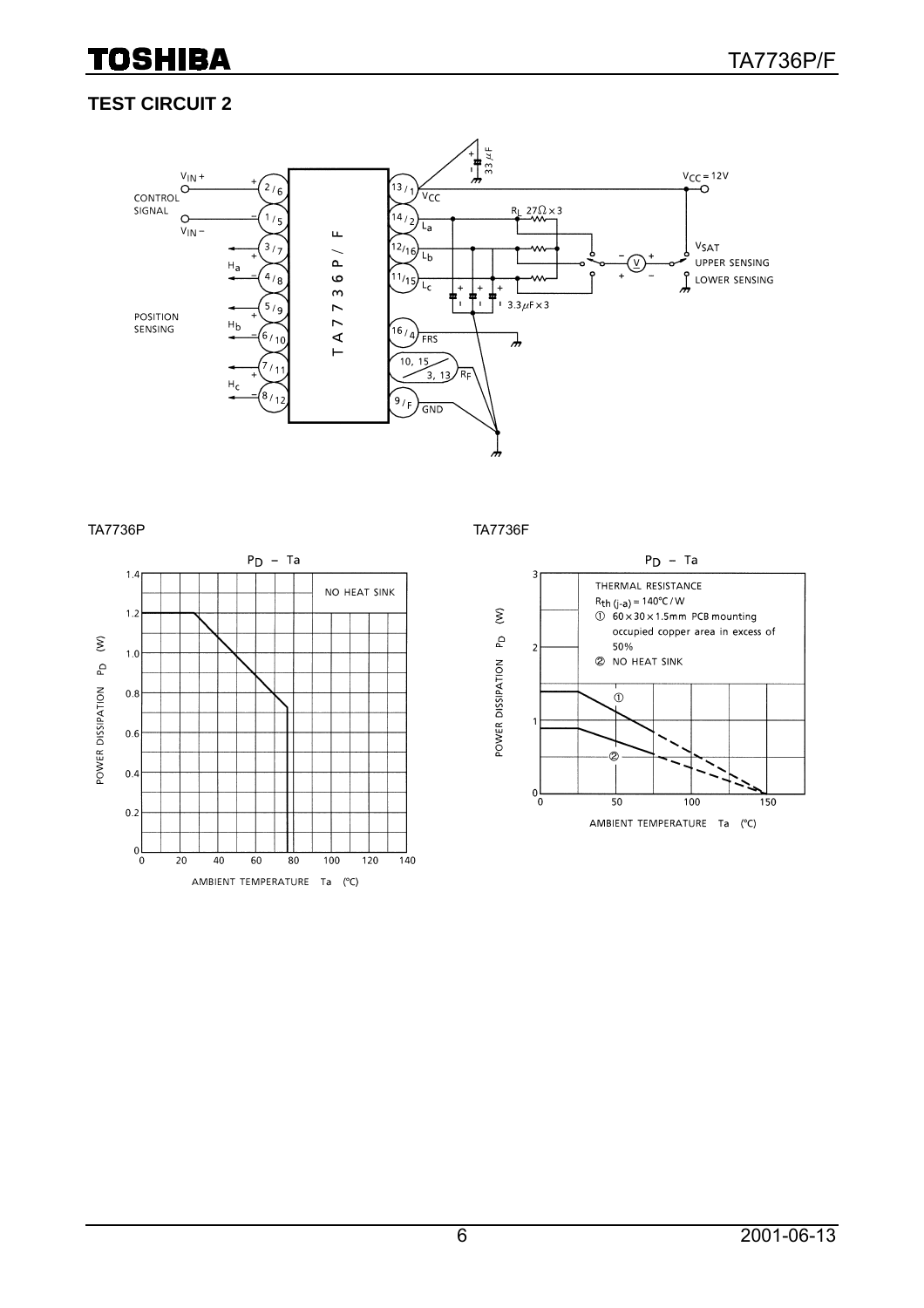## TEST CIRCUIT 2

TA7736P

TA7736F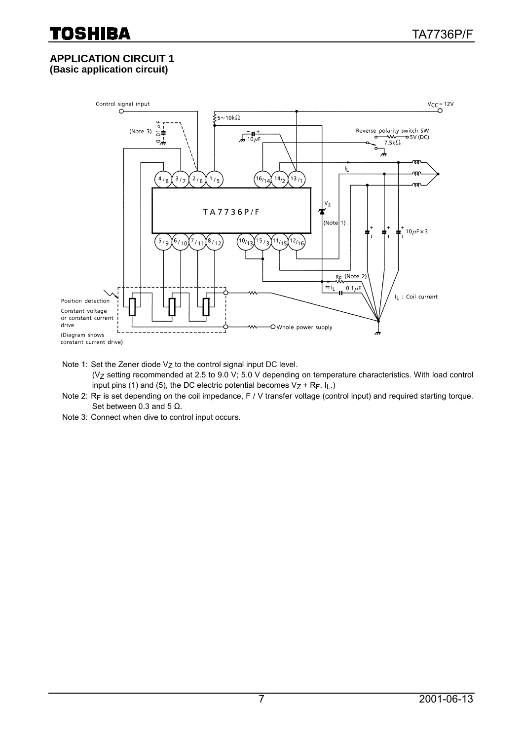## APPLICATION CIRCUIT 1

**(Basic application circuit)**

Note 1: Set the Zener diode $V_Z$ to the control signal input DC level.
($V_Z$ setting recommended at 2.5 to 9.0 V; 5.0 V depending on temperature characteristics. With load control input pins (1) and (5), the DC electric potential becomes $V_Z$ + $R_F$, $I_L$.)

Note 2: $R_F$ is set depending on the coil impedance, F / V transfer voltage (control input) and required starting torque. Set between 0.3 and 5 Ω.

Note 3: Connect when dive to control input occurs.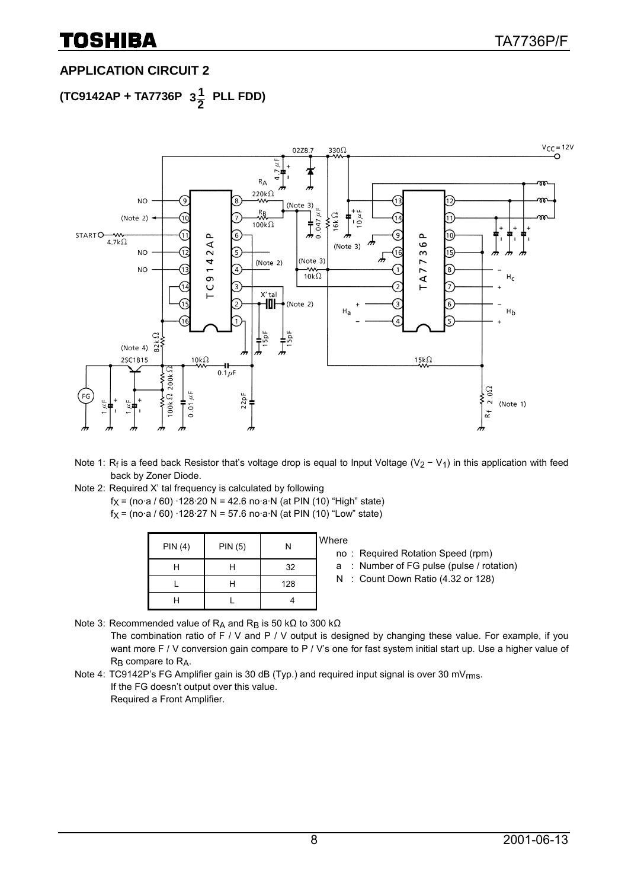## APPLICATION CIRCUIT 2

### (TC9142AP + TA7736P $3\frac{1}{2}$ PLL FDD)

Note 1: $R_f$ is a feed back Resistor that's voltage drop is equal to Input Voltage ($V_2 - V_1$) in this application with feed back by Zoner Diode.

Note 2: Required X' tal frequency is calculated by following

$f_X$ = (no·a / 60) ·128·20 N = 42.6 no·a·N (at PIN (10) "High" state)

$f_X$ = (no·a / 60) ·128·27 N = 57.6 no·a·N (at PIN (10) "Low" state)

| PIN (4) | PIN (5) | N |
|---|---|---|
| H | H | 32 |
| L | H | 128 |
| H | L | 4 |

Where

- no : Required Rotation Speed (rpm)
- a : Number of FG pulse (pulse / rotation)
- N : Count Down Ratio (4.32 or 128)

Note 3: Recommended value of $R_A$ and $R_B$ is 50 kΩ to 300 kΩ

The combination ratio of F / V and P / V output is designed by changing these value. For example, if you want more F / V conversion gain compare to P / V's one for fast system initial start up. Use a higher value of $R_B$ compare to $R_A$.

Note 4: TC9142P's FG Amplifier gain is 30 dB (Typ.) and required input signal is over 30 $mV_{rms}$.

If the FG doesn't output over this value.

Required a Front Amplifier.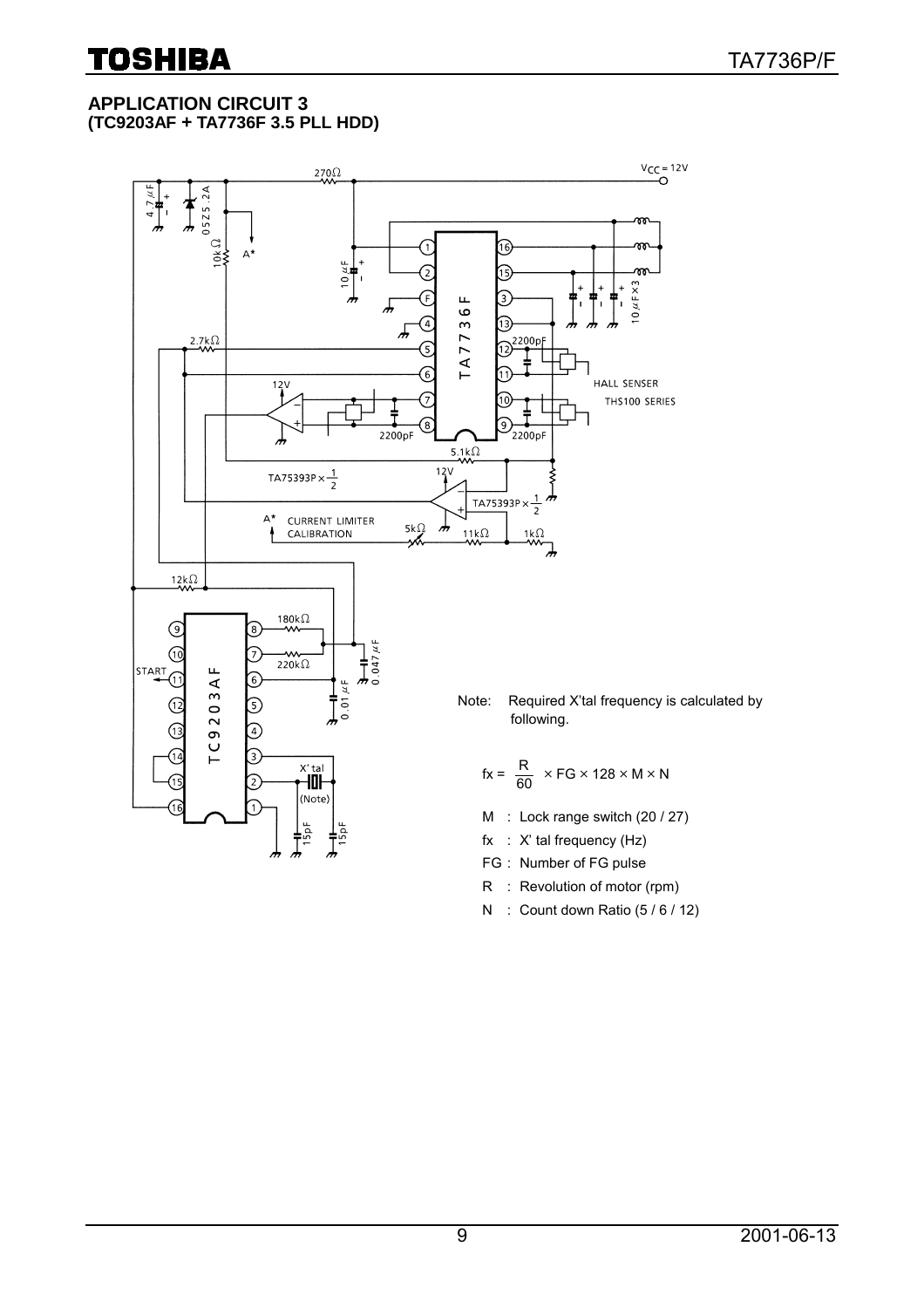## APPLICATION CIRCUIT 3
### (TC9203AF + TA7736F 3.5 PLL HDD)

Note: Required X'tal frequency is calculated by following.

$$fx = \frac{R}{60} \times FG \times 128 \times M \times N$$

- M : Lock range switch (20 / 27)
- fx : X' tal frequency (Hz)
- FG : Number of FG pulse
- R : Revolution of motor (rpm)
- N : Count down Ratio (5 / 6 / 12)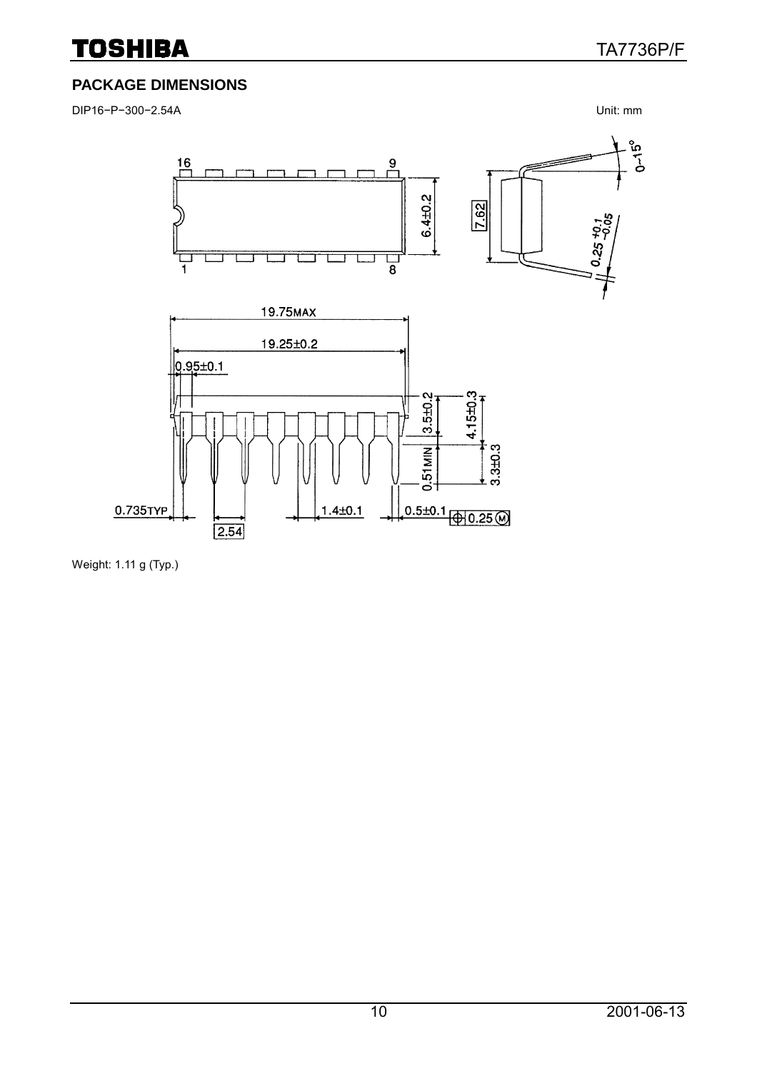## PACKAGE DIMENSIONS

DIP16−P−300−2.54A

Unit: mm

Weight: 1.11 g (Typ.)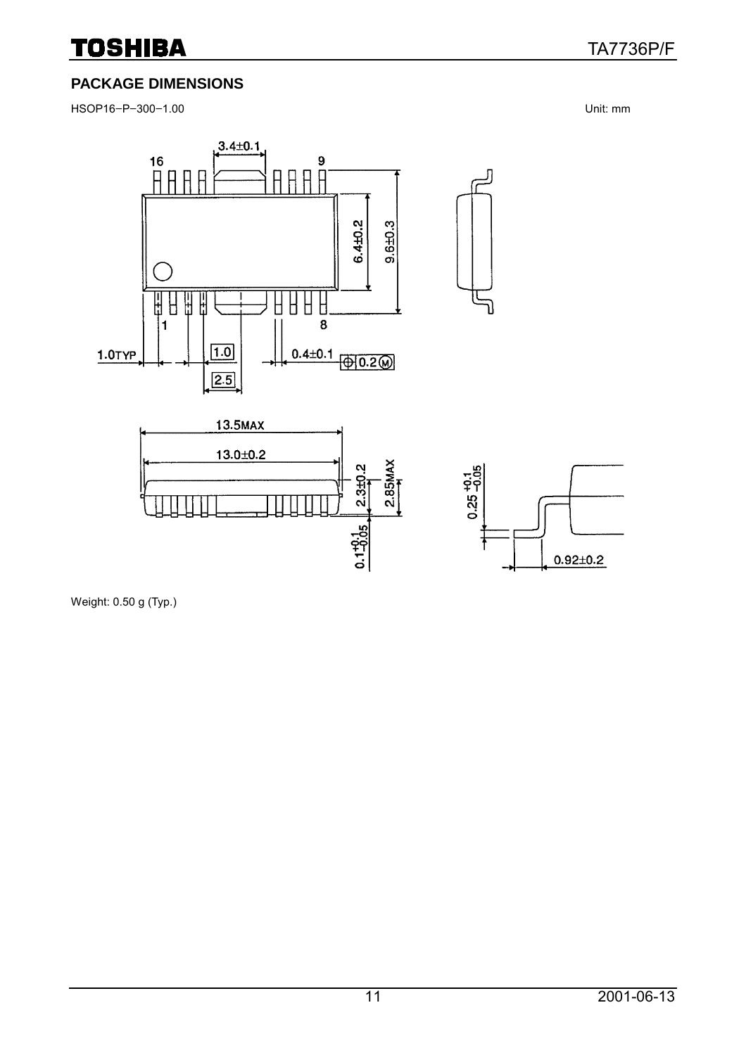## PACKAGE DIMENSIONS

HSOP16−P−300−1.00

Unit: mm

Weight: 0.50 g (Typ.)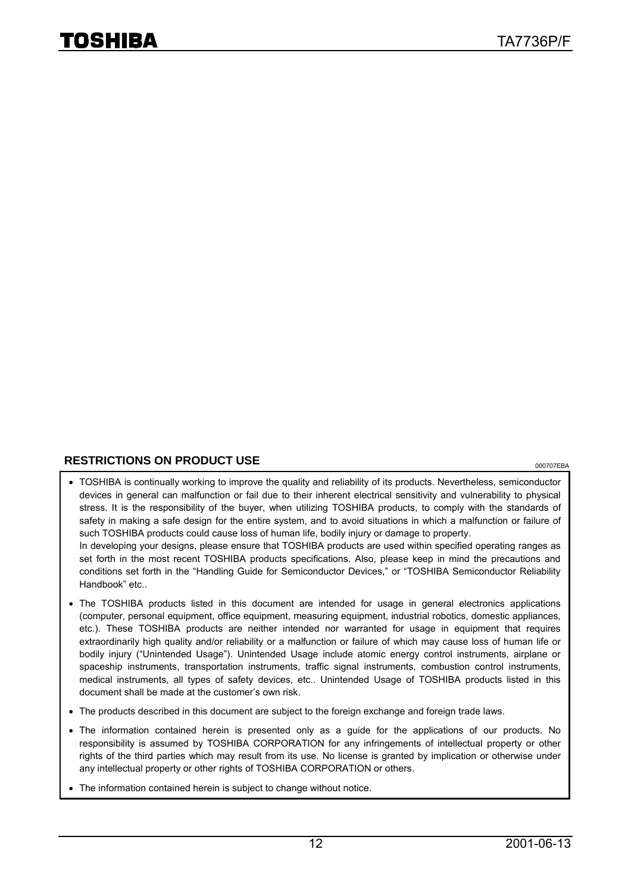## RESTRICTIONS ON PRODUCT USE

000707EBA

- TOSHIBA is continually working to improve the quality and reliability of its products. Nevertheless, semiconductor devices in general can malfunction or fail due to their inherent electrical sensitivity and vulnerability to physical stress. It is the responsibility of the buyer, when utilizing TOSHIBA products, to comply with the standards of safety in making a safe design for the entire system, and to avoid situations in which a malfunction or failure of such TOSHIBA products could cause loss of human life, bodily injury or damage to property.
  In developing your designs, please ensure that TOSHIBA products are used within specified operating ranges as set forth in the most recent TOSHIBA products specifications. Also, please keep in mind the precautions and conditions set forth in the "Handling Guide for Semiconductor Devices," or "TOSHIBA Semiconductor Reliability Handbook" etc..
- The TOSHIBA products listed in this document are intended for usage in general electronics applications (computer, personal equipment, office equipment, measuring equipment, industrial robotics, domestic appliances, etc.). These TOSHIBA products are neither intended nor warranted for usage in equipment that requires extraordinarily high quality and/or reliability or a malfunction or failure of which may cause loss of human life or bodily injury ("Unintended Usage"). Unintended Usage include atomic energy control instruments, airplane or spaceship instruments, transportation instruments, traffic signal instruments, combustion control instruments, medical instruments, all types of safety devices, etc.. Unintended Usage of TOSHIBA products listed in this document shall be made at the customer's own risk.
- The products described in this document are subject to the foreign exchange and foreign trade laws.
- The information contained herein is presented only as a guide for the applications of our products. No responsibility is assumed by TOSHIBA CORPORATION for any infringements of intellectual property or other rights of the third parties which may result from its use. No license is granted by implication or otherwise under any intellectual property or other rights of TOSHIBA CORPORATION or others.
- The information contained herein is subject to change without notice.